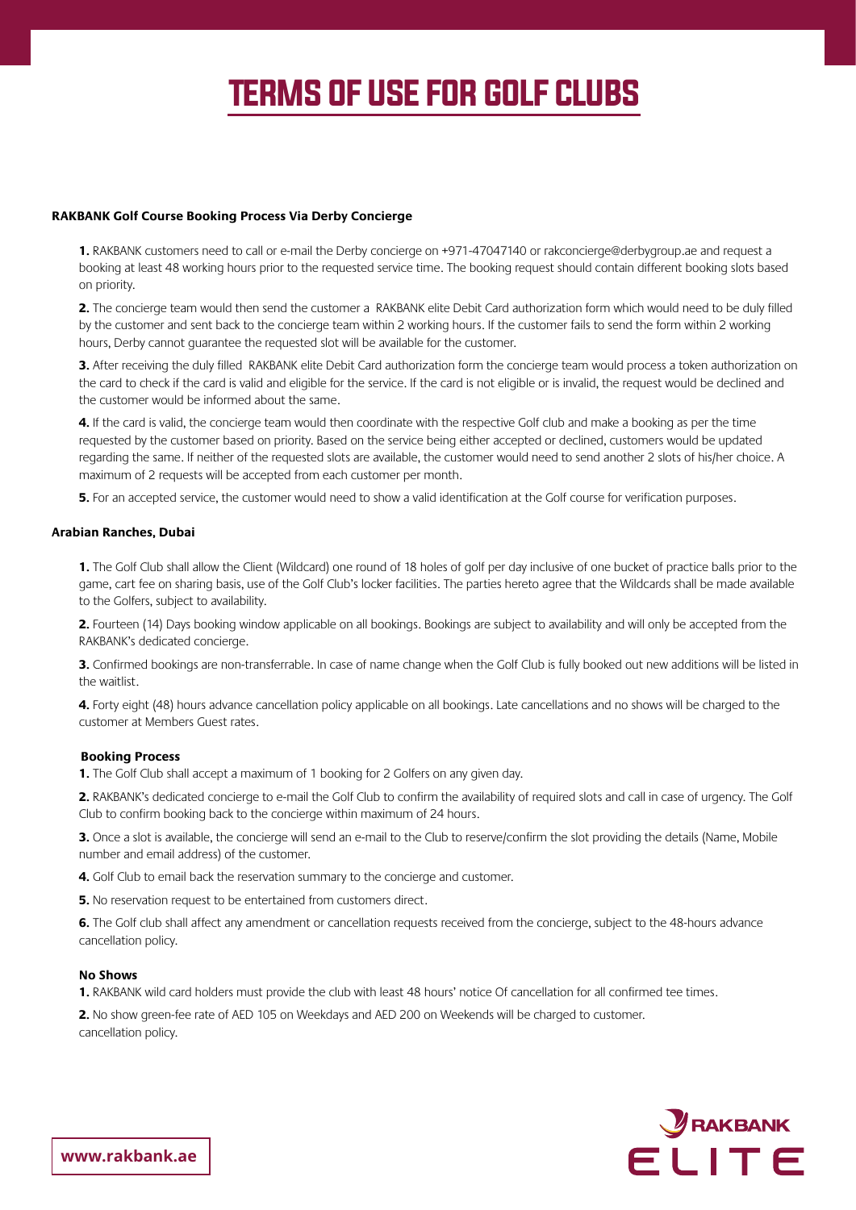# TERMS OF USE FOR GOLF CLUBS

**RAKBANK Golf Course Booking Process Via Derby Concierge**

**1.** RAKBANK customers need to call or e-mail the Derby concierge on +971-47047140 or rakconcierge@derbygroup.ae and request a booking at least 48 working hours prior to the requested service time. The booking request should contain different booking slots based on priority.

**2.** The concierge team would then send the customer a RAKBANK elite Debit Card authorization form which would need to be duly filled by the customer and sent back to the concierge team within 2 working hours. If the customer fails to send the form within 2 working hours, Derby cannot guarantee the requested slot will be available for the customer.

**3.** After receiving the duly filled RAKBANK elite Debit Card authorization form the concierge team would process a token authorization on the card to check if the card is valid and eligible for the service. If the card is not eligible or is invalid, the request would be declined and the customer would be informed about the same.

**4.** If the card is valid, the concierge team would then coordinate with the respective Golf club and make a booking as per the time requested by the customer based on priority. Based on the service being either accepted or declined, customers would be updated regarding the same. If neither of the requested slots are available, the customer would need to send another 2 slots of his/her choice. A maximum of 2 requests will be accepted from each customer per month.

**5.** For an accepted service, the customer would need to show a valid identification at the Golf course for verification purposes.

**Arabian Ranches, Dubai**

**1.** The Golf Club shall allow the Client (Wildcard) one round of 18 holes of golf per day inclusive of one bucket of practice balls prior to the game, cart fee on sharing basis, use of the Golf Club's locker facilities. The parties hereto agree that the Wildcards shall be made available to the Golfers, subject to availability.

**2.** Fourteen (14) Days booking window applicable on all bookings. Bookings are subject to availability and will only be accepted from the RAKBANK's dedicated concierge.

**3.** Confirmed bookings are non-transferrable. In case of name change when the Golf Club is fully booked out new additions will be listed in the waitlist.

**4.** Forty eight (48) hours advance cancellation policy applicable on all bookings. Late cancellations and no shows will be charged to the customer at Members Guest rates.

**Booking Process**

**1.** The Golf Club shall accept a maximum of 1 booking for 2 Golfers on any given day.

**2.** RAKBANK's dedicated concierge to e-mail the Golf Club to confirm the availability of required slots and call in case of urgency. The Golf Club to confirm booking back to the concierge within maximum of 24 hours.

**3.** Once a slot is available, the concierge will send an e-mail to the Club to reserve/confirm the slot providing the details (Name, Mobile number and email address) of the customer.

**4.** Golf Club to email back the reservation summary to the concierge and customer.

**5.** No reservation request to be entertained from customers direct.

**6.** The Golf club shall affect any amendment or cancellation requests received from the concierge, subject to the 48-hours advance cancellation policy.

**No Shows**

**1.** RAKBANK wild card holders must provide the club with least 48 hours' notice Of cancellation for all confirmed tee times.

**2.** No show green-fee rate of AED 105 on Weekdays and AED 200 on Weekends will be charged to customer.
cancellation policy.

www.rakbank.ae

RAKBANK ELITE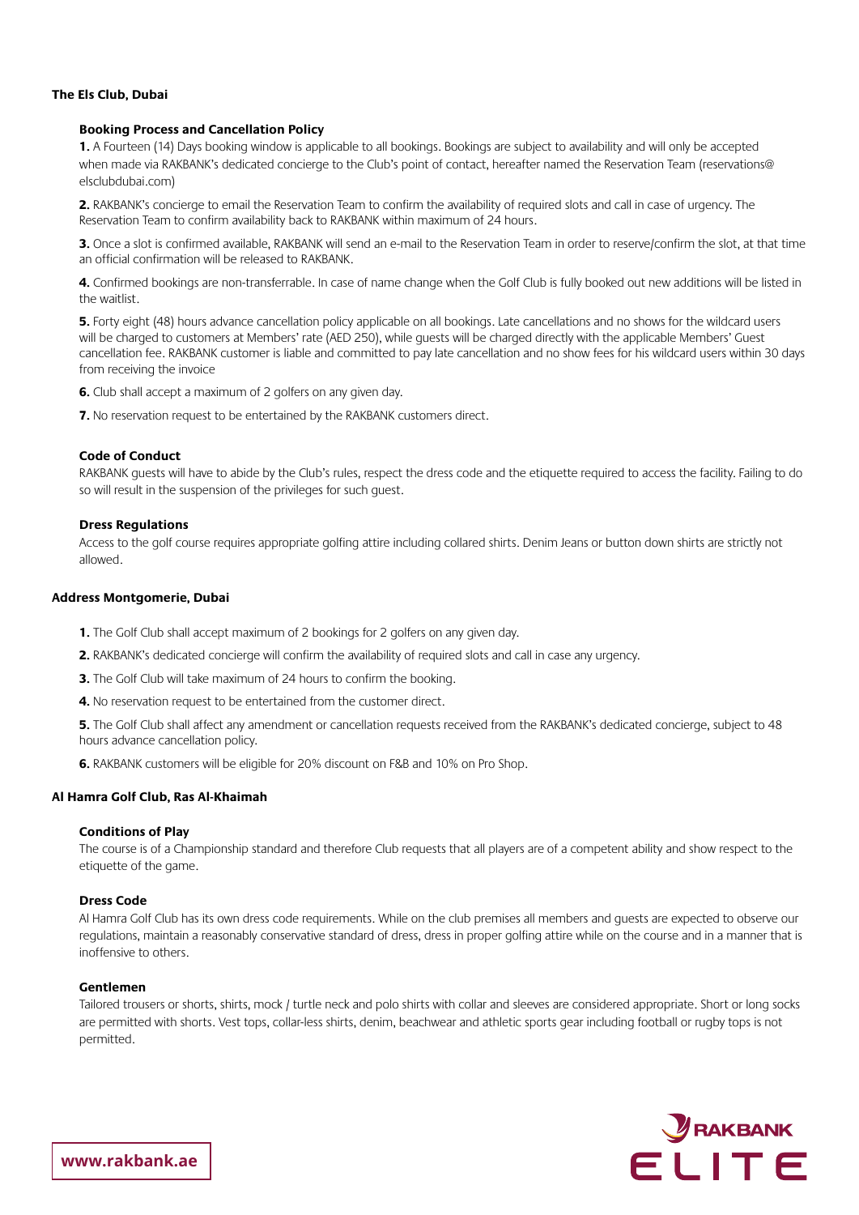## The Els Club, Dubai

### Booking Process and Cancellation Policy

**1.** A Fourteen (14) Days booking window is applicable to all bookings. Bookings are subject to availability and will only be accepted when made via RAKBANK's dedicated concierge to the Club's point of contact, hereafter named the Reservation Team (reservations@elsclubdubai.com)

**2.** RAKBANK's concierge to email the Reservation Team to confirm the availability of required slots and call in case of urgency. The Reservation Team to confirm availability back to RAKBANK within maximum of 24 hours.

**3.** Once a slot is confirmed available, RAKBANK will send an e-mail to the Reservation Team in order to reserve/confirm the slot, at that time an official confirmation will be released to RAKBANK.

**4.** Confirmed bookings are non-transferrable. In case of name change when the Golf Club is fully booked out new additions will be listed in the waitlist.

**5.** Forty eight (48) hours advance cancellation policy applicable on all bookings. Late cancellations and no shows for the wildcard users will be charged to customers at Members' rate (AED 250), while guests will be charged directly with the applicable Members' Guest cancellation fee. RAKBANK customer is liable and committed to pay late cancellation and no show fees for his wildcard users within 30 days from receiving the invoice

**6.** Club shall accept a maximum of 2 golfers on any given day.

**7.** No reservation request to be entertained by the RAKBANK customers direct.

### Code of Conduct

RAKBANK guests will have to abide by the Club's rules, respect the dress code and the etiquette required to access the facility. Failing to do so will result in the suspension of the privileges for such guest.

### Dress Regulations

Access to the golf course requires appropriate golfing attire including collared shirts. Denim Jeans or button down shirts are strictly not allowed.

## Address Montgomerie, Dubai

**1.** The Golf Club shall accept maximum of 2 bookings for 2 golfers on any given day.

**2.** RAKBANK's dedicated concierge will confirm the availability of required slots and call in case any urgency.

**3.** The Golf Club will take maximum of 24 hours to confirm the booking.

**4.** No reservation request to be entertained from the customer direct.

**5.** The Golf Club shall affect any amendment or cancellation requests received from the RAKBANK's dedicated concierge, subject to 48 hours advance cancellation policy.

**6.** RAKBANK customers will be eligible for 20% discount on F&B and 10% on Pro Shop.

## Al Hamra Golf Club, Ras Al-Khaimah

### Conditions of Play

The course is of a Championship standard and therefore Club requests that all players are of a competent ability and show respect to the etiquette of the game.

### Dress Code

Al Hamra Golf Club has its own dress code requirements. While on the club premises all members and guests are expected to observe our regulations, maintain a reasonably conservative standard of dress, dress in proper golfing attire while on the course and in a manner that is inoffensive to others.

### Gentlemen

Tailored trousers or shorts, shirts, mock / turtle neck and polo shirts with collar and sleeves are considered appropriate. Short or long socks are permitted with shorts. Vest tops, collar-less shirts, denim, beachwear and athletic sports gear including football or rugby tops is not permitted.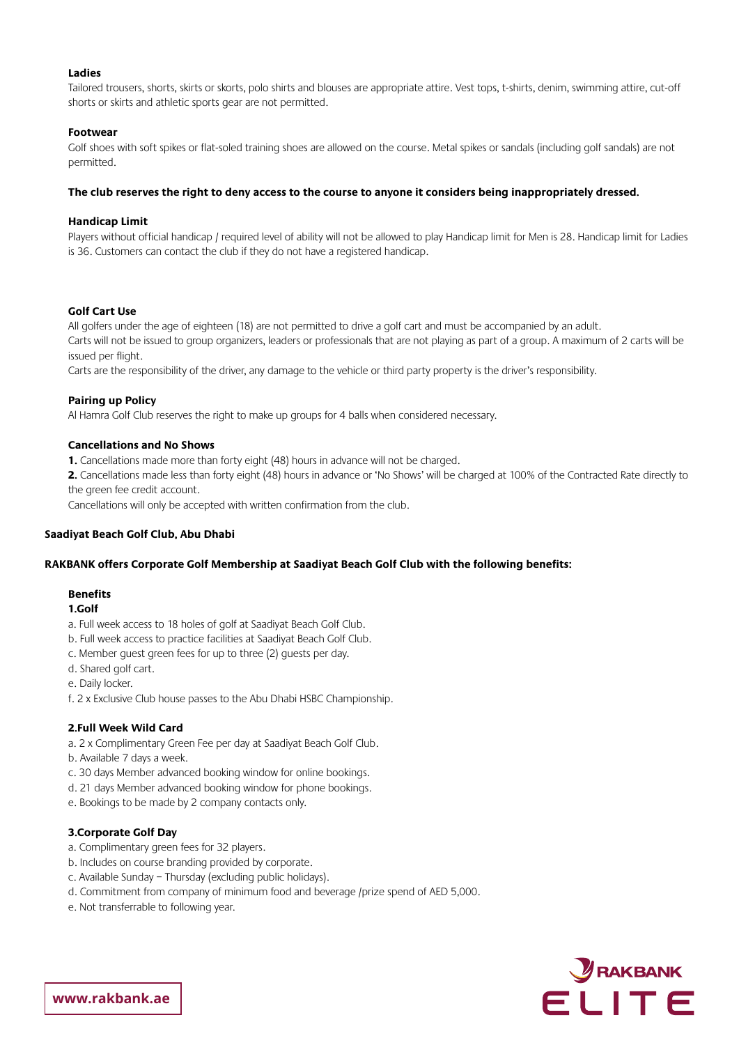**Ladies**

Tailored trousers, shorts, skirts or skorts, polo shirts and blouses are appropriate attire. Vest tops, t-shirts, denim, swimming attire, cut-off shorts or skirts and athletic sports gear are not permitted.

**Footwear**

Golf shoes with soft spikes or flat-soled training shoes are allowed on the course. Metal spikes or sandals (including golf sandals) are not permitted.

**The club reserves the right to deny access to the course to anyone it considers being inappropriately dressed.**

**Handicap Limit**

Players without official handicap / required level of ability will not be allowed to play Handicap limit for Men is 28. Handicap limit for Ladies is 36. Customers can contact the club if they do not have a registered handicap.

**Golf Cart Use**

All golfers under the age of eighteen (18) are not permitted to drive a golf cart and must be accompanied by an adult.

Carts will not be issued to group organizers, leaders or professionals that are not playing as part of a group. A maximum of 2 carts will be issued per flight.

Carts are the responsibility of the driver, any damage to the vehicle or third party property is the driver's responsibility.

**Pairing up Policy**

Al Hamra Golf Club reserves the right to make up groups for 4 balls when considered necessary.

**Cancellations and No Shows**

**1.** Cancellations made more than forty eight (48) hours in advance will not be charged.

**2.** Cancellations made less than forty eight (48) hours in advance or 'No Shows' will be charged at 100% of the Contracted Rate directly to the green fee credit account.

Cancellations will only be accepted with written confirmation from the club.

**Saadiyat Beach Golf Club, Abu Dhabi**

**RAKBANK offers Corporate Golf Membership at Saadiyat Beach Golf Club with the following benefits:**

**Benefits**

**1.Golf**

a. Full week access to 18 holes of golf at Saadiyat Beach Golf Club.
b. Full week access to practice facilities at Saadiyat Beach Golf Club.
c. Member guest green fees for up to three (2) guests per day.
d. Shared golf cart.
e. Daily locker.
f. 2 x Exclusive Club house passes to the Abu Dhabi HSBC Championship.

**2.Full Week Wild Card**

a. 2 x Complimentary Green Fee per day at Saadiyat Beach Golf Club.
b. Available 7 days a week.
c. 30 days Member advanced booking window for online bookings.
d. 21 days Member advanced booking window for phone bookings.
e. Bookings to be made by 2 company contacts only.

**3.Corporate Golf Day**

a. Complimentary green fees for 32 players.
b. Includes on course branding provided by corporate.
c. Available Sunday – Thursday (excluding public holidays).
d. Commitment from company of minimum food and beverage /prize spend of AED 5,000.
e. Not transferrable to following year.

www.rakbank.ae

RAKBANK ELITE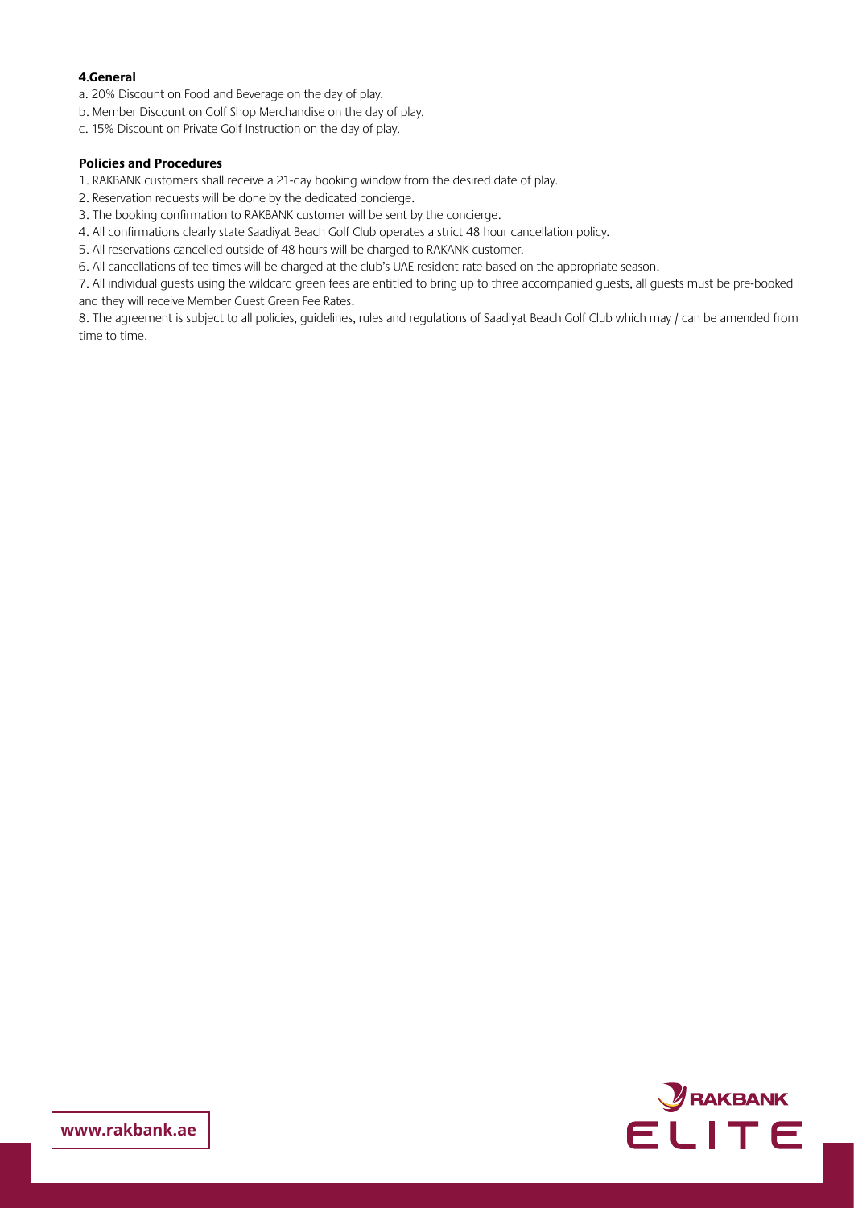**4.General**

a. 20% Discount on Food and Beverage on the day of play.

b. Member Discount on Golf Shop Merchandise on the day of play.

c. 15% Discount on Private Golf Instruction on the day of play.

**Policies and Procedures**

1. RAKBANK customers shall receive a 21-day booking window from the desired date of play.
2. Reservation requests will be done by the dedicated concierge.
3. The booking confirmation to RAKBANK customer will be sent by the concierge.
4. All confirmations clearly state Saadiyat Beach Golf Club operates a strict 48 hour cancellation policy.
5. All reservations cancelled outside of 48 hours will be charged to RAKANK customer.
6. All cancellations of tee times will be charged at the club's UAE resident rate based on the appropriate season.
7. All individual guests using the wildcard green fees are entitled to bring up to three accompanied guests, all guests must be pre-booked and they will receive Member Guest Green Fee Rates.
8. The agreement is subject to all policies, guidelines, rules and regulations of Saadiyat Beach Golf Club which may / can be amended from time to time.

**www.rakbank.ae**

RAKBANK ELITE